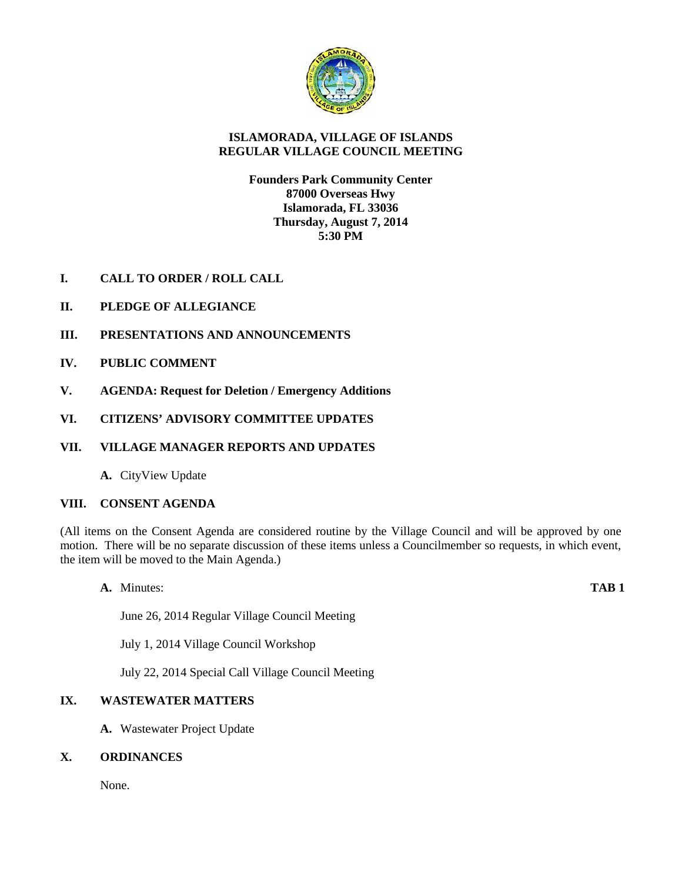# ISLAMORADA, VILLAGE OF ISLANDS
# REGULAR VILLAGE COUNCIL MEETING

**Founders Park Community Center**
**87000 Overseas Hwy**
**Islamorada, FL 33036**
**Thursday, August 7, 2014**
**5:30 PM**

## I. CALL TO ORDER / ROLL CALL

## II. PLEDGE OF ALLEGIANCE

## III. PRESENTATIONS AND ANNOUNCEMENTS

## IV. PUBLIC COMMENT

## V. AGENDA: Request for Deletion / Emergency Additions

## VI. CITIZENS' ADVISORY COMMITTEE UPDATES

## VII. VILLAGE MANAGER REPORTS AND UPDATES

**A.** CityView Update

## VIII. CONSENT AGENDA

(All items on the Consent Agenda are considered routine by the Village Council and will be approved by one motion. There will be no separate discussion of these items unless a Councilmember so requests, in which event, the item will be moved to the Main Agenda.)

**A.** Minutes: **TAB 1**

June 26, 2014 Regular Village Council Meeting

July 1, 2014 Village Council Workshop

July 22, 2014 Special Call Village Council Meeting

## IX. WASTEWATER MATTERS

**A.** Wastewater Project Update

## X. ORDINANCES

None.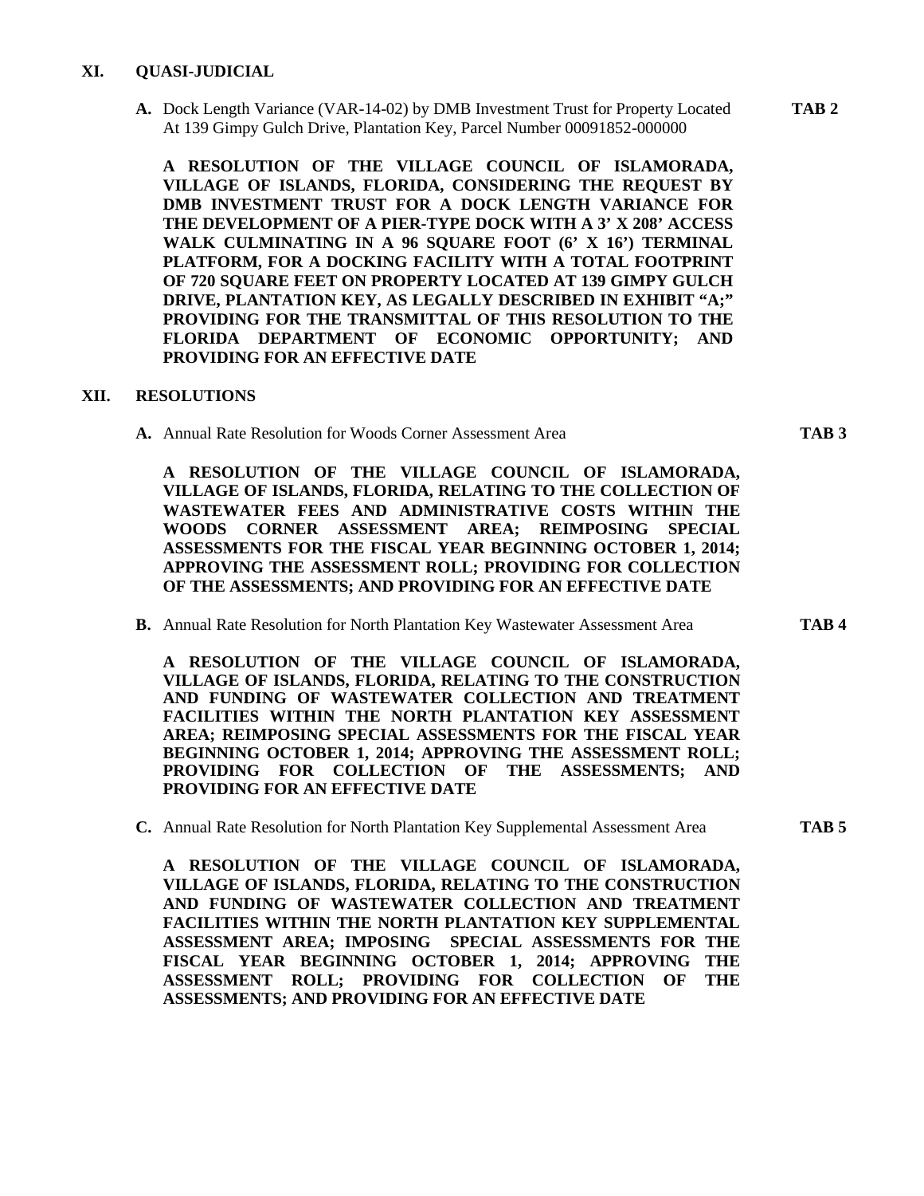## XI. QUASI-JUDICIAL

**A.** Dock Length Variance (VAR-14-02) by DMB Investment Trust for Property Located At 139 Gimpy Gulch Drive, Plantation Key, Parcel Number 00091852-000000 **TAB 2**

**A RESOLUTION OF THE VILLAGE COUNCIL OF ISLAMORADA, VILLAGE OF ISLANDS, FLORIDA, CONSIDERING THE REQUEST BY DMB INVESTMENT TRUST FOR A DOCK LENGTH VARIANCE FOR THE DEVELOPMENT OF A PIER-TYPE DOCK WITH A 3' X 208' ACCESS WALK CULMINATING IN A 96 SQUARE FOOT (6' X 16') TERMINAL PLATFORM, FOR A DOCKING FACILITY WITH A TOTAL FOOTPRINT OF 720 SQUARE FEET ON PROPERTY LOCATED AT 139 GIMPY GULCH DRIVE, PLANTATION KEY, AS LEGALLY DESCRIBED IN EXHIBIT "A;" PROVIDING FOR THE TRANSMITTAL OF THIS RESOLUTION TO THE FLORIDA DEPARTMENT OF ECONOMIC OPPORTUNITY; AND PROVIDING FOR AN EFFECTIVE DATE**

## XII. RESOLUTIONS

**A.** Annual Rate Resolution for Woods Corner Assessment Area **TAB 3**

**A RESOLUTION OF THE VILLAGE COUNCIL OF ISLAMORADA, VILLAGE OF ISLANDS, FLORIDA, RELATING TO THE COLLECTION OF WASTEWATER FEES AND ADMINISTRATIVE COSTS WITHIN THE WOODS CORNER ASSESSMENT AREA; REIMPOSING SPECIAL ASSESSMENTS FOR THE FISCAL YEAR BEGINNING OCTOBER 1, 2014; APPROVING THE ASSESSMENT ROLL; PROVIDING FOR COLLECTION OF THE ASSESSMENTS; AND PROVIDING FOR AN EFFECTIVE DATE**

**B.** Annual Rate Resolution for North Plantation Key Wastewater Assessment Area **TAB 4**

**A RESOLUTION OF THE VILLAGE COUNCIL OF ISLAMORADA, VILLAGE OF ISLANDS, FLORIDA, RELATING TO THE CONSTRUCTION AND FUNDING OF WASTEWATER COLLECTION AND TREATMENT FACILITIES WITHIN THE NORTH PLANTATION KEY ASSESSMENT AREA; REIMPOSING SPECIAL ASSESSMENTS FOR THE FISCAL YEAR BEGINNING OCTOBER 1, 2014; APPROVING THE ASSESSMENT ROLL; PROVIDING FOR COLLECTION OF THE ASSESSMENTS; AND PROVIDING FOR AN EFFECTIVE DATE**

**C.** Annual Rate Resolution for North Plantation Key Supplemental Assessment Area **TAB 5**

**A RESOLUTION OF THE VILLAGE COUNCIL OF ISLAMORADA, VILLAGE OF ISLANDS, FLORIDA, RELATING TO THE CONSTRUCTION AND FUNDING OF WASTEWATER COLLECTION AND TREATMENT FACILITIES WITHIN THE NORTH PLANTATION KEY SUPPLEMENTAL ASSESSMENT AREA; IMPOSING SPECIAL ASSESSMENTS FOR THE FISCAL YEAR BEGINNING OCTOBER 1, 2014; APPROVING THE ASSESSMENT ROLL; PROVIDING FOR COLLECTION OF THE ASSESSMENTS; AND PROVIDING FOR AN EFFECTIVE DATE**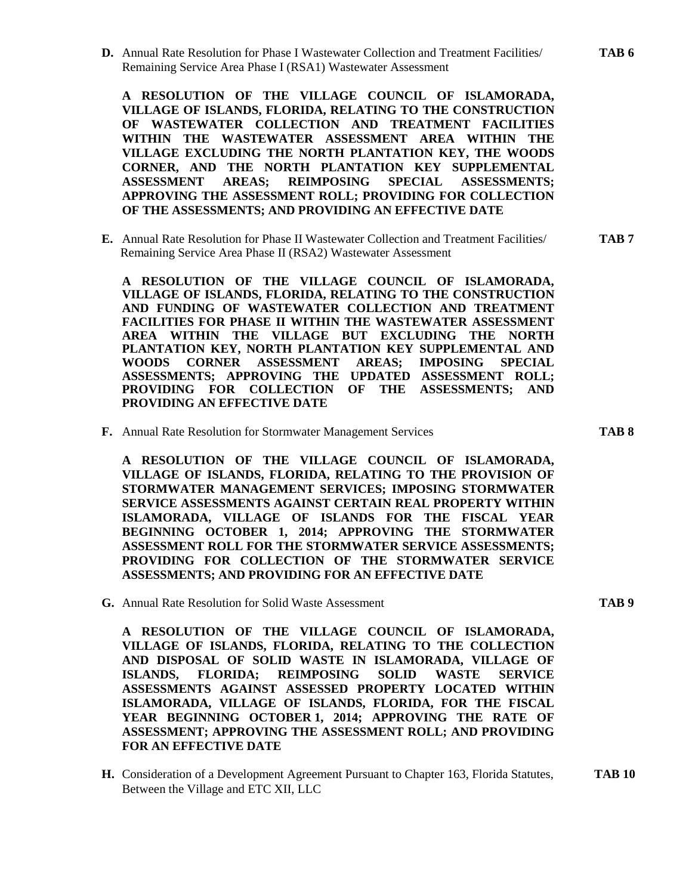**D.** Annual Rate Resolution for Phase I Wastewater Collection and Treatment Facilities/ Remaining Service Area Phase I (RSA1) Wastewater Assessment **TAB 6**

**A RESOLUTION OF THE VILLAGE COUNCIL OF ISLAMORADA, VILLAGE OF ISLANDS, FLORIDA, RELATING TO THE CONSTRUCTION OF WASTEWATER COLLECTION AND TREATMENT FACILITIES WITHIN THE WASTEWATER ASSESSMENT AREA WITHIN THE VILLAGE EXCLUDING THE NORTH PLANTATION KEY, THE WOODS CORNER, AND THE NORTH PLANTATION KEY SUPPLEMENTAL ASSESSMENT AREAS; REIMPOSING SPECIAL ASSESSMENTS; APPROVING THE ASSESSMENT ROLL; PROVIDING FOR COLLECTION OF THE ASSESSMENTS; AND PROVIDING AN EFFECTIVE DATE**

**E.** Annual Rate Resolution for Phase II Wastewater Collection and Treatment Facilities/ Remaining Service Area Phase II (RSA2) Wastewater Assessment **TAB 7**

**A RESOLUTION OF THE VILLAGE COUNCIL OF ISLAMORADA, VILLAGE OF ISLANDS, FLORIDA, RELATING TO THE CONSTRUCTION AND FUNDING OF WASTEWATER COLLECTION AND TREATMENT FACILITIES FOR PHASE II WITHIN THE WASTEWATER ASSESSMENT AREA WITHIN THE VILLAGE BUT EXCLUDING THE NORTH PLANTATION KEY, NORTH PLANTATION KEY SUPPLEMENTAL AND WOODS CORNER ASSESSMENT AREAS; IMPOSING SPECIAL ASSESSMENTS; APPROVING THE UPDATED ASSESSMENT ROLL; PROVIDING FOR COLLECTION OF THE ASSESSMENTS; AND PROVIDING AN EFFECTIVE DATE**

**F.** Annual Rate Resolution for Stormwater Management Services **TAB 8**

**A RESOLUTION OF THE VILLAGE COUNCIL OF ISLAMORADA, VILLAGE OF ISLANDS, FLORIDA, RELATING TO THE PROVISION OF STORMWATER MANAGEMENT SERVICES; IMPOSING STORMWATER SERVICE ASSESSMENTS AGAINST CERTAIN REAL PROPERTY WITHIN ISLAMORADA, VILLAGE OF ISLANDS FOR THE FISCAL YEAR BEGINNING OCTOBER 1, 2014; APPROVING THE STORMWATER ASSESSMENT ROLL FOR THE STORMWATER SERVICE ASSESSMENTS; PROVIDING FOR COLLECTION OF THE STORMWATER SERVICE ASSESSMENTS; AND PROVIDING FOR AN EFFECTIVE DATE**

**G.** Annual Rate Resolution for Solid Waste Assessment **TAB 9**

**A RESOLUTION OF THE VILLAGE COUNCIL OF ISLAMORADA, VILLAGE OF ISLANDS, FLORIDA, RELATING TO THE COLLECTION AND DISPOSAL OF SOLID WASTE IN ISLAMORADA, VILLAGE OF ISLANDS, FLORIDA; REIMPOSING SOLID WASTE SERVICE ASSESSMENTS AGAINST ASSESSED PROPERTY LOCATED WITHIN ISLAMORADA, VILLAGE OF ISLANDS, FLORIDA, FOR THE FISCAL YEAR BEGINNING OCTOBER 1, 2014; APPROVING THE RATE OF ASSESSMENT; APPROVING THE ASSESSMENT ROLL; AND PROVIDING FOR AN EFFECTIVE DATE**

**H.** Consideration of a Development Agreement Pursuant to Chapter 163, Florida Statutes, Between the Village and ETC XII, LLC **TAB 10**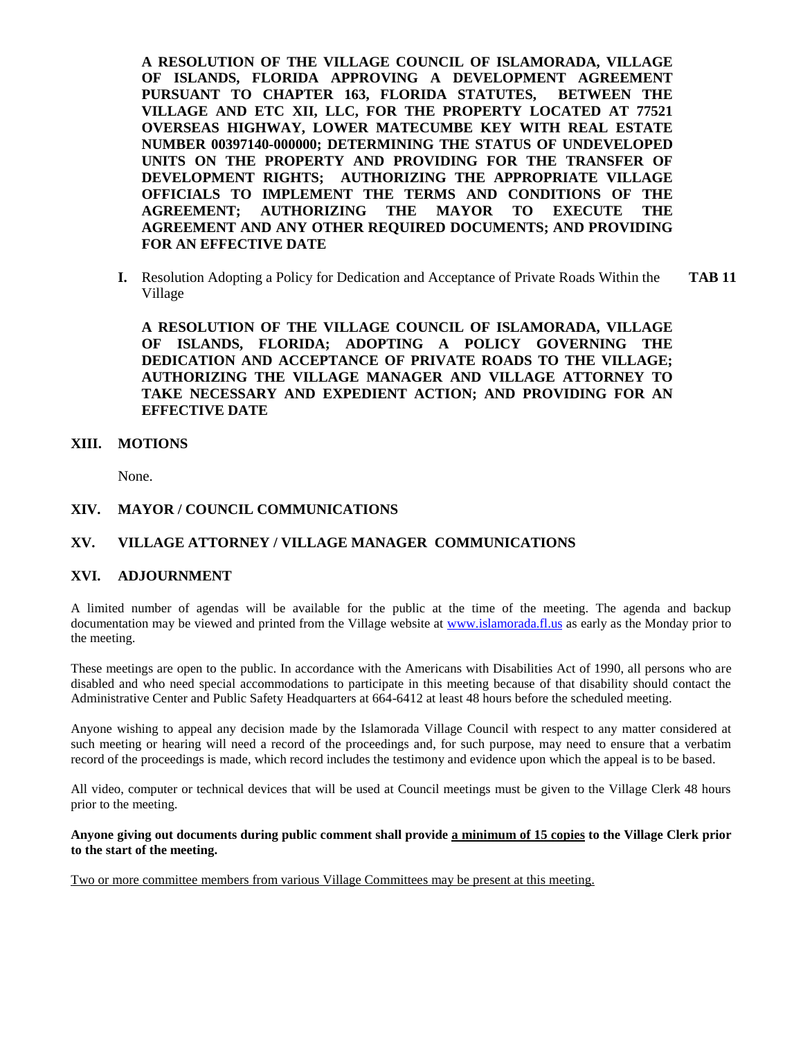**A RESOLUTION OF THE VILLAGE COUNCIL OF ISLAMORADA, VILLAGE OF ISLANDS, FLORIDA APPROVING A DEVELOPMENT AGREEMENT PURSUANT TO CHAPTER 163, FLORIDA STATUTES, BETWEEN THE VILLAGE AND ETC XII, LLC, FOR THE PROPERTY LOCATED AT 77521 OVERSEAS HIGHWAY, LOWER MATECUMBE KEY WITH REAL ESTATE NUMBER 00397140-000000; DETERMINING THE STATUS OF UNDEVELOPED UNITS ON THE PROPERTY AND PROVIDING FOR THE TRANSFER OF DEVELOPMENT RIGHTS; AUTHORIZING THE APPROPRIATE VILLAGE OFFICIALS TO IMPLEMENT THE TERMS AND CONDITIONS OF THE AGREEMENT; AUTHORIZING THE MAYOR TO EXECUTE THE AGREEMENT AND ANY OTHER REQUIRED DOCUMENTS; AND PROVIDING FOR AN EFFECTIVE DATE**

**I.** Resolution Adopting a Policy for Dedication and Acceptance of Private Roads Within the Village **TAB 11**

**A RESOLUTION OF THE VILLAGE COUNCIL OF ISLAMORADA, VILLAGE OF ISLANDS, FLORIDA; ADOPTING A POLICY GOVERNING THE DEDICATION AND ACCEPTANCE OF PRIVATE ROADS TO THE VILLAGE; AUTHORIZING THE VILLAGE MANAGER AND VILLAGE ATTORNEY TO TAKE NECESSARY AND EXPEDIENT ACTION; AND PROVIDING FOR AN EFFECTIVE DATE**

## XIII. MOTIONS

None.

## XIV. MAYOR / COUNCIL COMMUNICATIONS

## XV. VILLAGE ATTORNEY / VILLAGE MANAGER COMMUNICATIONS

## XVI. ADJOURNMENT

A limited number of agendas will be available for the public at the time of the meeting. The agenda and backup documentation may be viewed and printed from the Village website at www.islamorada.fl.us as early as the Monday prior to the meeting.

These meetings are open to the public. In accordance with the Americans with Disabilities Act of 1990, all persons who are disabled and who need special accommodations to participate in this meeting because of that disability should contact the Administrative Center and Public Safety Headquarters at 664-6412 at least 48 hours before the scheduled meeting.

Anyone wishing to appeal any decision made by the Islamorada Village Council with respect to any matter considered at such meeting or hearing will need a record of the proceedings and, for such purpose, may need to ensure that a verbatim record of the proceedings is made, which record includes the testimony and evidence upon which the appeal is to be based.

All video, computer or technical devices that will be used at Council meetings must be given to the Village Clerk 48 hours prior to the meeting.

**Anyone giving out documents during public comment shall provide a minimum of 15 copies to the Village Clerk prior to the start of the meeting.**

Two or more committee members from various Village Committees may be present at this meeting.